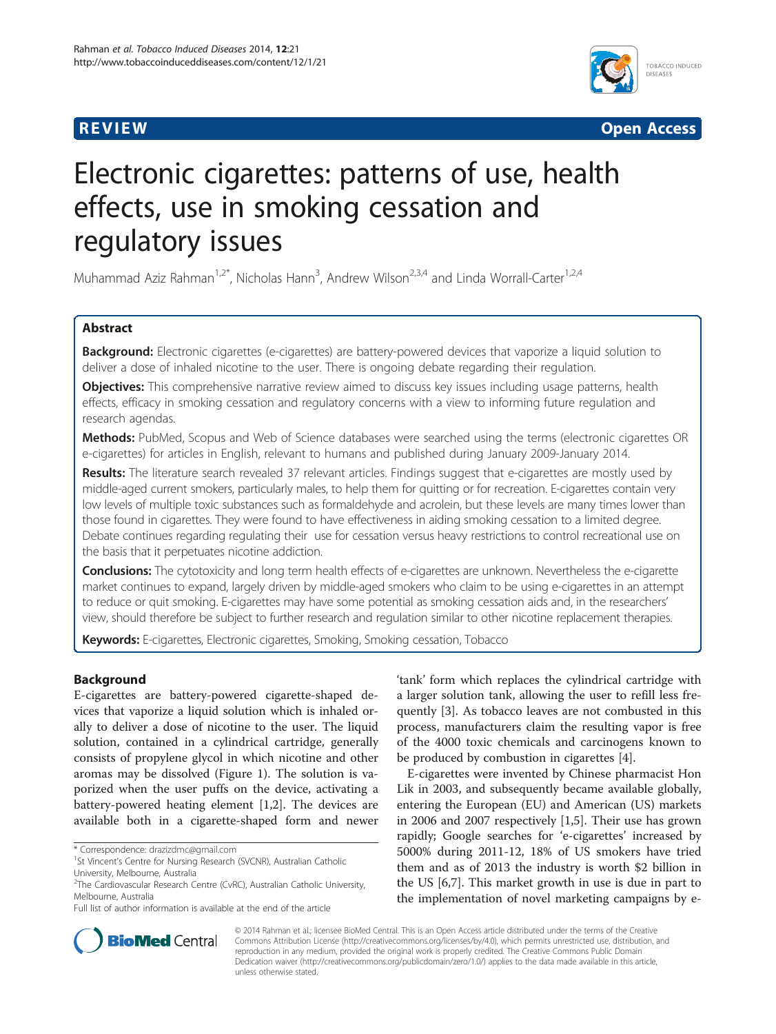**REVIEW** **Open Access**

# Electronic cigarettes: patterns of use, health effects, use in smoking cessation and regulatory issues

Muhammad Aziz Rahman[1,2*], Nicholas Hann[3], Andrew Wilson[2,3,4] and Linda Worrall-Carter[1,2,4]

## Abstract

**Background:** Electronic cigarettes (e-cigarettes) are battery-powered devices that vaporize a liquid solution to deliver a dose of inhaled nicotine to the user. There is ongoing debate regarding their regulation.

**Objectives:** This comprehensive narrative review aimed to discuss key issues including usage patterns, health effects, efficacy in smoking cessation and regulatory concerns with a view to informing future regulation and research agendas.

**Methods:** PubMed, Scopus and Web of Science databases were searched using the terms (electronic cigarettes OR e-cigarettes) for articles in English, relevant to humans and published during January 2009-January 2014.

**Results:** The literature search revealed 37 relevant articles. Findings suggest that e-cigarettes are mostly used by middle-aged current smokers, particularly males, to help them for quitting or for recreation. E-cigarettes contain very low levels of multiple toxic substances such as formaldehyde and acrolein, but these levels are many times lower than those found in cigarettes. They were found to have effectiveness in aiding smoking cessation to a limited degree. Debate continues regarding regulating their use for cessation versus heavy restrictions to control recreational use on the basis that it perpetuates nicotine addiction.

**Conclusions:** The cytotoxicity and long term health effects of e-cigarettes are unknown. Nevertheless the e-cigarette market continues to expand, largely driven by middle-aged smokers who claim to be using e-cigarettes in an attempt to reduce or quit smoking. E-cigarettes may have some potential as smoking cessation aids and, in the researchers' view, should therefore be subject to further research and regulation similar to other nicotine replacement therapies.

**Keywords:** E-cigarettes, Electronic cigarettes, Smoking, Smoking cessation, Tobacco

## Background

E-cigarettes are battery-powered cigarette-shaped devices that vaporize a liquid solution which is inhaled orally to deliver a dose of nicotine to the user. The liquid solution, contained in a cylindrical cartridge, generally consists of propylene glycol in which nicotine and other aromas may be dissolved (Figure 1). The solution is vaporized when the user puffs on the device, activating a battery-powered heating element [1,2]. The devices are available both in a cigarette-shaped form and newer 'tank' form which replaces the cylindrical cartridge with a larger solution tank, allowing the user to refill less frequently [3]. As tobacco leaves are not combusted in this process, manufacturers claim the resulting vapor is free of the 4000 toxic chemicals and carcinogens known to be produced by combustion in cigarettes [4].

E-cigarettes were invented by Chinese pharmacist Hon Lik in 2003, and subsequently became available globally, entering the European (EU) and American (US) markets in 2006 and 2007 respectively [1,5]. Their use has grown rapidly; Google searches for 'e-cigarettes' increased by 5000% during 2011-12, 18% of US smokers have tried them and as of 2013 the industry is worth $2 billion in the US [6,7]. This market growth in use is due in part to the implementation of novel marketing campaigns by e-

\* Correspondence: drazizdmc@gmail.com
[1]St Vincent's Centre for Nursing Research (SVCNR), Australian Catholic University, Melbourne, Australia
[2]The Cardiovascular Research Centre (CvRC), Australian Catholic University, Melbourne, Australia
Full list of author information is available at the end of the article

© 2014 Rahman et al.; licensee BioMed Central. This is an Open Access article distributed under the terms of the Creative Commons Attribution License (http://creativecommons.org/licenses/by/4.0), which permits unrestricted use, distribution, and reproduction in any medium, provided the original work is properly credited. The Creative Commons Public Domain Dedication waiver (http://creativecommons.org/publicdomain/zero/1.0/) applies to the data made available in this article, unless otherwise stated.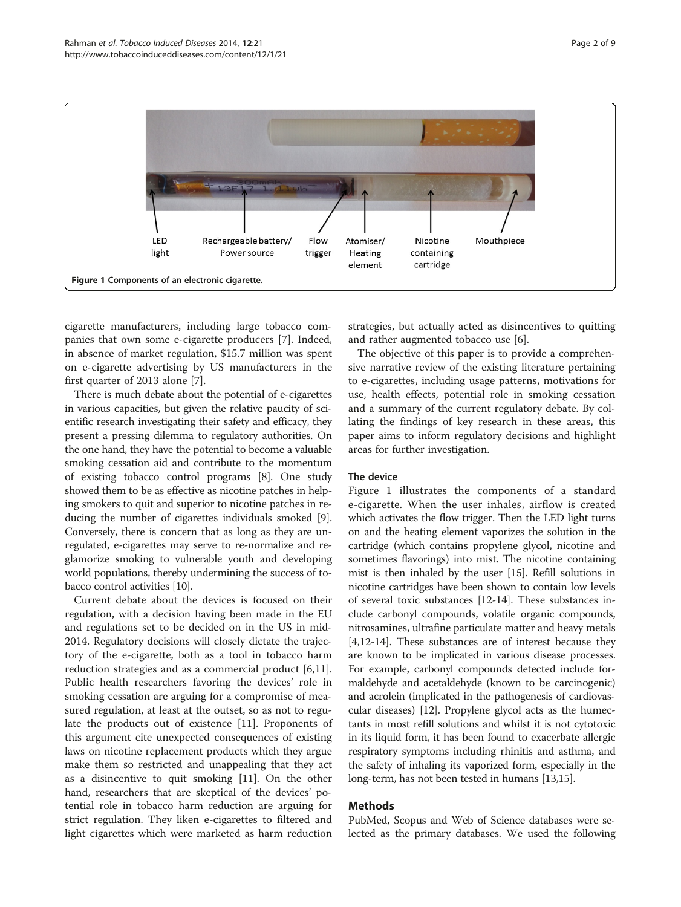Figure 1 Components of an electronic cigarette.

cigarette manufacturers, including large tobacco companies that own some e-cigarette producers [7]. Indeed, in absence of market regulation, $15.7 million was spent on e-cigarette advertising by US manufacturers in the first quarter of 2013 alone [7].

There is much debate about the potential of e-cigarettes in various capacities, but given the relative paucity of scientific research investigating their safety and efficacy, they present a pressing dilemma to regulatory authorities. On the one hand, they have the potential to become a valuable smoking cessation aid and contribute to the momentum of existing tobacco control programs [8]. One study showed them to be as effective as nicotine patches in helping smokers to quit and superior to nicotine patches in reducing the number of cigarettes individuals smoked [9]. Conversely, there is concern that as long as they are unregulated, e-cigarettes may serve to re-normalize and reglamorize smoking to vulnerable youth and developing world populations, thereby undermining the success of tobacco control activities [10].

Current debate about the devices is focused on their regulation, with a decision having been made in the EU and regulations set to be decided on in the US in mid-2014. Regulatory decisions will closely dictate the trajectory of the e-cigarette, both as a tool in tobacco harm reduction strategies and as a commercial product [6,11]. Public health researchers favoring the devices' role in smoking cessation are arguing for a compromise of measured regulation, at least at the outset, so as not to regulate the products out of existence [11]. Proponents of this argument cite unexpected consequences of existing laws on nicotine replacement products which they argue make them so restricted and unappealing that they act as a disincentive to quit smoking [11]. On the other hand, researchers that are skeptical of the devices' potential role in tobacco harm reduction are arguing for strict regulation. They liken e-cigarettes to filtered and light cigarettes which were marketed as harm reduction strategies, but actually acted as disincentives to quitting and rather augmented tobacco use [6].

The objective of this paper is to provide a comprehensive narrative review of the existing literature pertaining to e-cigarettes, including usage patterns, motivations for use, health effects, potential role in smoking cessation and a summary of the current regulatory debate. By collating the findings of key research in these areas, this paper aims to inform regulatory decisions and highlight areas for further investigation.

### The device

Figure 1 illustrates the components of a standard e-cigarette. When the user inhales, airflow is created which activates the flow trigger. Then the LED light turns on and the heating element vaporizes the solution in the cartridge (which contains propylene glycol, nicotine and sometimes flavorings) into mist. The nicotine containing mist is then inhaled by the user [15]. Refill solutions in nicotine cartridges have been shown to contain low levels of several toxic substances [12-14]. These substances include carbonyl compounds, volatile organic compounds, nitrosamines, ultrafine particulate matter and heavy metals [4,12-14]. These substances are of interest because they are known to be implicated in various disease processes. For example, carbonyl compounds detected include formaldehyde and acetaldehyde (known to be carcinogenic) and acrolein (implicated in the pathogenesis of cardiovascular diseases) [12]. Propylene glycol acts as the humectants in most refill solutions and whilst it is not cytotoxic in its liquid form, it has been found to exacerbate allergic respiratory symptoms including rhinitis and asthma, and the safety of inhaling its vaporized form, especially in the long-term, has not been tested in humans [13,15].

## Methods

PubMed, Scopus and Web of Science databases were selected as the primary databases. We used the following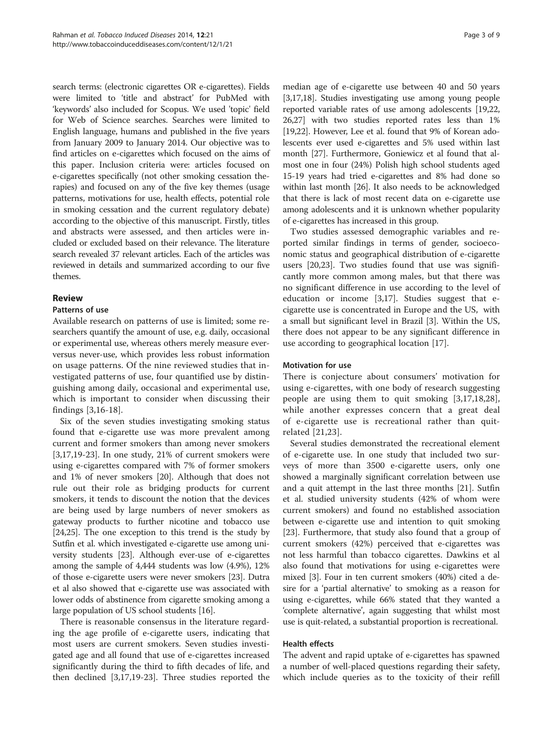search terms: (electronic cigarettes OR e-cigarettes). Fields were limited to 'title and abstract' for PubMed with 'keywords' also included for Scopus. We used 'topic' field for Web of Science searches. Searches were limited to English language, humans and published in the five years from January 2009 to January 2014. Our objective was to find articles on e-cigarettes which focused on the aims of this paper. Inclusion criteria were: articles focused on e-cigarettes specifically (not other smoking cessation therapies) and focused on any of the five key themes (usage patterns, motivations for use, health effects, potential role in smoking cessation and the current regulatory debate) according to the objective of this manuscript. Firstly, titles and abstracts were assessed, and then articles were included or excluded based on their relevance. The literature search revealed 37 relevant articles. Each of the articles was reviewed in details and summarized according to our five themes.

## Review

### Patterns of use

Available research on patterns of use is limited; some researchers quantify the amount of use, e.g. daily, occasional or experimental use, whereas others merely measure ever-versus never-use, which provides less robust information on usage patterns. Of the nine reviewed studies that investigated patterns of use, four quantified use by distinguishing among daily, occasional and experimental use, which is important to consider when discussing their findings [3,16-18].

Six of the seven studies investigating smoking status found that e-cigarette use was more prevalent among current and former smokers than among never smokers [3,17,19-23]. In one study, 21% of current smokers were using e-cigarettes compared with 7% of former smokers and 1% of never smokers [20]. Although that does not rule out their role as bridging products for current smokers, it tends to discount the notion that the devices are being used by large numbers of never smokers as gateway products to further nicotine and tobacco use [24,25]. The one exception to this trend is the study by Sutfin et al. which investigated e-cigarette use among university students [23]. Although ever-use of e-cigarettes among the sample of 4,444 students was low (4.9%), 12% of those e-cigarette users were never smokers [23]. Dutra et al also showed that e-cigarette use was associated with lower odds of abstinence from cigarette smoking among a large population of US school students [16].

There is reasonable consensus in the literature regarding the age profile of e-cigarette users, indicating that most users are current smokers. Seven studies investigated age and all found that use of e-cigarettes increased significantly during the third to fifth decades of life, and then declined [3,17,19-23]. Three studies reported the median age of e-cigarette use between 40 and 50 years [3,17,18]. Studies investigating use among young people reported variable rates of use among adolescents [19,22, 26,27] with two studies reported rates less than 1% [19,22]. However, Lee et al. found that 9% of Korean adolescents ever used e-cigarettes and 5% used within last month [27]. Furthermore, Goniewicz et al found that almost one in four (24%) Polish high school students aged 15-19 years had tried e-cigarettes and 8% had done so within last month [26]. It also needs to be acknowledged that there is lack of most recent data on e-cigarette use among adolescents and it is unknown whether popularity of e-cigarettes has increased in this group.

Two studies assessed demographic variables and reported similar findings in terms of gender, socioeconomic status and geographical distribution of e-cigarette users [20,23]. Two studies found that use was significantly more common among males, but that there was no significant difference in use according to the level of education or income [3,17]. Studies suggest that e-cigarette use is concentrated in Europe and the US, with a small but significant level in Brazil [3]. Within the US, there does not appear to be any significant difference in use according to geographical location [17].

### Motivation for use

There is conjecture about consumers' motivation for using e-cigarettes, with one body of research suggesting people are using them to quit smoking [3,17,18,28], while another expresses concern that a great deal of e-cigarette use is recreational rather than quit-related [21,23].

Several studies demonstrated the recreational element of e-cigarette use. In one study that included two surveys of more than 3500 e-cigarette users, only one showed a marginally significant correlation between use and a quit attempt in the last three months [21]. Sutfin et al. studied university students (42% of whom were current smokers) and found no established association between e-cigarette use and intention to quit smoking [23]. Furthermore, that study also found that a group of current smokers (42%) perceived that e-cigarettes was not less harmful than tobacco cigarettes. Dawkins et al also found that motivations for using e-cigarettes were mixed [3]. Four in ten current smokers (40%) cited a desire for a 'partial alternative' to smoking as a reason for using e-cigarettes, while 66% stated that they wanted a 'complete alternative', again suggesting that whilst most use is quit-related, a substantial proportion is recreational.

### Health effects

The advent and rapid uptake of e-cigarettes has spawned a number of well-placed questions regarding their safety, which include queries as to the toxicity of their refill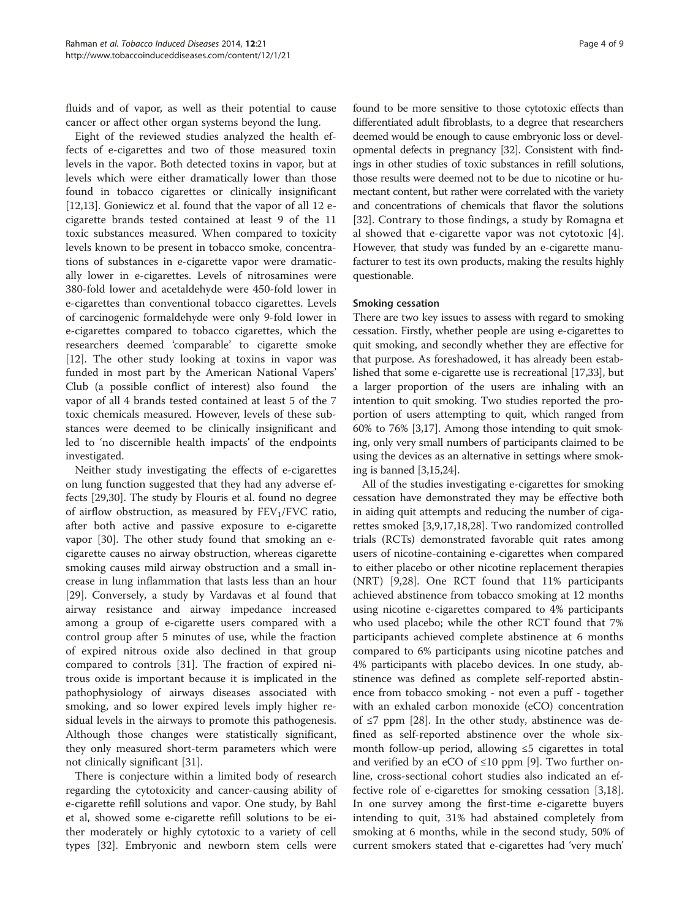fluids and of vapor, as well as their potential to cause cancer or affect other organ systems beyond the lung.

Eight of the reviewed studies analyzed the health effects of e-cigarettes and two of those measured toxin levels in the vapor. Both detected toxins in vapor, but at levels which were either dramatically lower than those found in tobacco cigarettes or clinically insignificant [12,13]. Goniewicz et al. found that the vapor of all 12 e-cigarette brands tested contained at least 9 of the 11 toxic substances measured. When compared to toxicity levels known to be present in tobacco smoke, concentrations of substances in e-cigarette vapor were dramatically lower in e-cigarettes. Levels of nitrosamines were 380-fold lower and acetaldehyde were 450-fold lower in e-cigarettes than conventional tobacco cigarettes. Levels of carcinogenic formaldehyde were only 9-fold lower in e-cigarettes compared to tobacco cigarettes, which the researchers deemed 'comparable' to cigarette smoke [12]. The other study looking at toxins in vapor was funded in most part by the American National Vapers' Club (a possible conflict of interest) also found the vapor of all 4 brands tested contained at least 5 of the 7 toxic chemicals measured. However, levels of these substances were deemed to be clinically insignificant and led to 'no discernible health impacts' of the endpoints investigated.

Neither study investigating the effects of e-cigarettes on lung function suggested that they had any adverse effects [29,30]. The study by Flouris et al. found no degree of airflow obstruction, as measured by $FEV_1$/FVC ratio, after both active and passive exposure to e-cigarette vapor [30]. The other study found that smoking an e-cigarette causes no airway obstruction, whereas cigarette smoking causes mild airway obstruction and a small increase in lung inflammation that lasts less than an hour [29]. Conversely, a study by Vardavas et al found that airway resistance and airway impedance increased among a group of e-cigarette users compared with a control group after 5 minutes of use, while the fraction of expired nitrous oxide also declined in that group compared to controls [31]. The fraction of expired nitrous oxide is important because it is implicated in the pathophysiology of airways diseases associated with smoking, and so lower expired levels imply higher residual levels in the airways to promote this pathogenesis. Although those changes were statistically significant, they only measured short-term parameters which were not clinically significant [31].

There is conjecture within a limited body of research regarding the cytotoxicity and cancer-causing ability of e-cigarette refill solutions and vapor. One study, by Bahl et al, showed some e-cigarette refill solutions to be either moderately or highly cytotoxic to a variety of cell types [32]. Embryonic and newborn stem cells were found to be more sensitive to those cytotoxic effects than differentiated adult fibroblasts, to a degree that researchers deemed would be enough to cause embryonic loss or developmental defects in pregnancy [32]. Consistent with findings in other studies of toxic substances in refill solutions, those results were deemed not to be due to nicotine or humectant content, but rather were correlated with the variety and concentrations of chemicals that flavor the solutions [32]. Contrary to those findings, a study by Romagna et al showed that e-cigarette vapor was not cytotoxic [4]. However, that study was funded by an e-cigarette manufacturer to test its own products, making the results highly questionable.

### Smoking cessation

There are two key issues to assess with regard to smoking cessation. Firstly, whether people are using e-cigarettes to quit smoking, and secondly whether they are effective for that purpose. As foreshadowed, it has already been established that some e-cigarette use is recreational [17,33], but a larger proportion of the users are inhaling with an intention to quit smoking. Two studies reported the proportion of users attempting to quit, which ranged from 60% to 76% [3,17]. Among those intending to quit smoking, only very small numbers of participants claimed to be using the devices as an alternative in settings where smoking is banned [3,15,24].

All of the studies investigating e-cigarettes for smoking cessation have demonstrated they may be effective both in aiding quit attempts and reducing the number of cigarettes smoked [3,9,17,18,28]. Two randomized controlled trials (RCTs) demonstrated favorable quit rates among users of nicotine-containing e-cigarettes when compared to either placebo or other nicotine replacement therapies (NRT) [9,28]. One RCT found that 11% participants achieved abstinence from tobacco smoking at 12 months using nicotine e-cigarettes compared to 4% participants who used placebo; while the other RCT found that 7% participants achieved complete abstinence at 6 months compared to 6% participants using nicotine patches and 4% participants with placebo devices. In one study, abstinence was defined as complete self-reported abstinence from tobacco smoking - not even a puff - together with an exhaled carbon monoxide (eCO) concentration of ≤7 ppm [28]. In the other study, abstinence was defined as self-reported abstinence over the whole six-month follow-up period, allowing ≤5 cigarettes in total and verified by an eCO of ≤10 ppm [9]. Two further online, cross-sectional cohort studies also indicated an effective role of e-cigarettes for smoking cessation [3,18]. In one survey among the first-time e-cigarette buyers intending to quit, 31% had abstained completely from smoking at 6 months, while in the second study, 50% of current smokers stated that e-cigarettes had 'very much'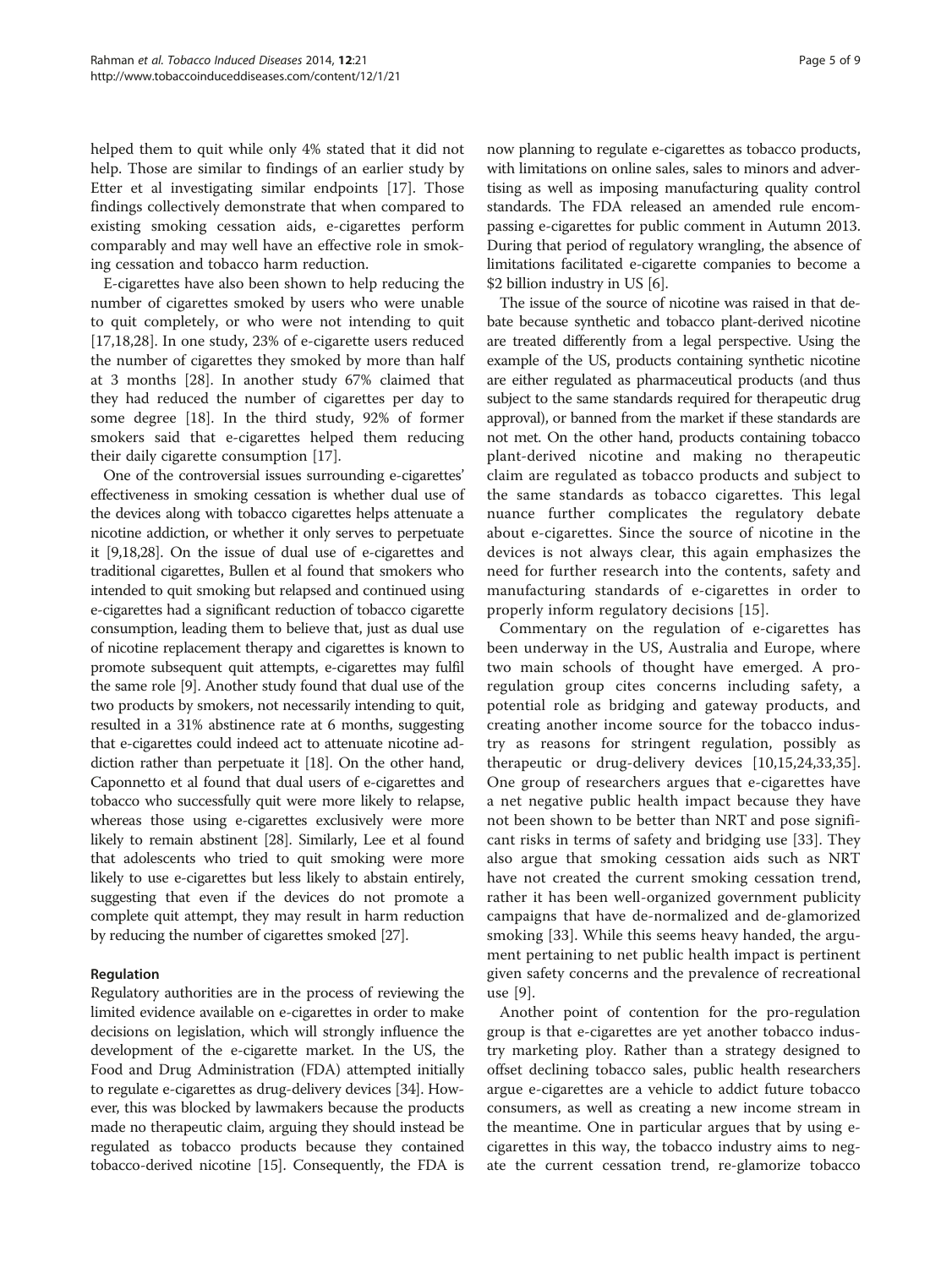helped them to quit while only 4% stated that it did not help. Those are similar to findings of an earlier study by Etter et al investigating similar endpoints [17]. Those findings collectively demonstrate that when compared to existing smoking cessation aids, e-cigarettes perform comparably and may well have an effective role in smoking cessation and tobacco harm reduction.

E-cigarettes have also been shown to help reducing the number of cigarettes smoked by users who were unable to quit completely, or who were not intending to quit [17,18,28]. In one study, 23% of e-cigarette users reduced the number of cigarettes they smoked by more than half at 3 months [28]. In another study 67% claimed that they had reduced the number of cigarettes per day to some degree [18]. In the third study, 92% of former smokers said that e-cigarettes helped them reducing their daily cigarette consumption [17].

One of the controversial issues surrounding e-cigarettes' effectiveness in smoking cessation is whether dual use of the devices along with tobacco cigarettes helps attenuate a nicotine addiction, or whether it only serves to perpetuate it [9,18,28]. On the issue of dual use of e-cigarettes and traditional cigarettes, Bullen et al found that smokers who intended to quit smoking but relapsed and continued using e-cigarettes had a significant reduction of tobacco cigarette consumption, leading them to believe that, just as dual use of nicotine replacement therapy and cigarettes is known to promote subsequent quit attempts, e-cigarettes may fulfil the same role [9]. Another study found that dual use of the two products by smokers, not necessarily intending to quit, resulted in a 31% abstinence rate at 6 months, suggesting that e-cigarettes could indeed act to attenuate nicotine addiction rather than perpetuate it [18]. On the other hand, Caponnetto et al found that dual users of e-cigarettes and tobacco who successfully quit were more likely to relapse, whereas those using e-cigarettes exclusively were more likely to remain abstinent [28]. Similarly, Lee et al found that adolescents who tried to quit smoking were more likely to use e-cigarettes but less likely to abstain entirely, suggesting that even if the devices do not promote a complete quit attempt, they may result in harm reduction by reducing the number of cigarettes smoked [27].

### Regulation

Regulatory authorities are in the process of reviewing the limited evidence available on e-cigarettes in order to make decisions on legislation, which will strongly influence the development of the e-cigarette market. In the US, the Food and Drug Administration (FDA) attempted initially to regulate e-cigarettes as drug-delivery devices [34]. However, this was blocked by lawmakers because the products made no therapeutic claim, arguing they should instead be regulated as tobacco products because they contained tobacco-derived nicotine [15]. Consequently, the FDA is now planning to regulate e-cigarettes as tobacco products, with limitations on online sales, sales to minors and advertising as well as imposing manufacturing quality control standards. The FDA released an amended rule encompassing e-cigarettes for public comment in Autumn 2013. During that period of regulatory wrangling, the absence of limitations facilitated e-cigarette companies to become a $2 billion industry in US [6].

The issue of the source of nicotine was raised in that debate because synthetic and tobacco plant-derived nicotine are treated differently from a legal perspective. Using the example of the US, products containing synthetic nicotine are either regulated as pharmaceutical products (and thus subject to the same standards required for therapeutic drug approval), or banned from the market if these standards are not met. On the other hand, products containing tobacco plant-derived nicotine and making no therapeutic claim are regulated as tobacco products and subject to the same standards as tobacco cigarettes. This legal nuance further complicates the regulatory debate about e-cigarettes. Since the source of nicotine in the devices is not always clear, this again emphasizes the need for further research into the contents, safety and manufacturing standards of e-cigarettes in order to properly inform regulatory decisions [15].

Commentary on the regulation of e-cigarettes has been underway in the US, Australia and Europe, where two main schools of thought have emerged. A pro-regulation group cites concerns including safety, a potential role as bridging and gateway products, and creating another income source for the tobacco industry as reasons for stringent regulation, possibly as therapeutic or drug-delivery devices [10,15,24,33,35]. One group of researchers argues that e-cigarettes have a net negative public health impact because they have not been shown to be better than NRT and pose significant risks in terms of safety and bridging use [33]. They also argue that smoking cessation aids such as NRT have not created the current smoking cessation trend, rather it has been well-organized government publicity campaigns that have de-normalized and de-glamorized smoking [33]. While this seems heavy handed, the argument pertaining to net public health impact is pertinent given safety concerns and the prevalence of recreational use [9].

Another point of contention for the pro-regulation group is that e-cigarettes are yet another tobacco industry marketing ploy. Rather than a strategy designed to offset declining tobacco sales, public health researchers argue e-cigarettes are a vehicle to addict future tobacco consumers, as well as creating a new income stream in the meantime. One in particular argues that by using e-cigarettes in this way, the tobacco industry aims to negate the current cessation trend, re-glamorize tobacco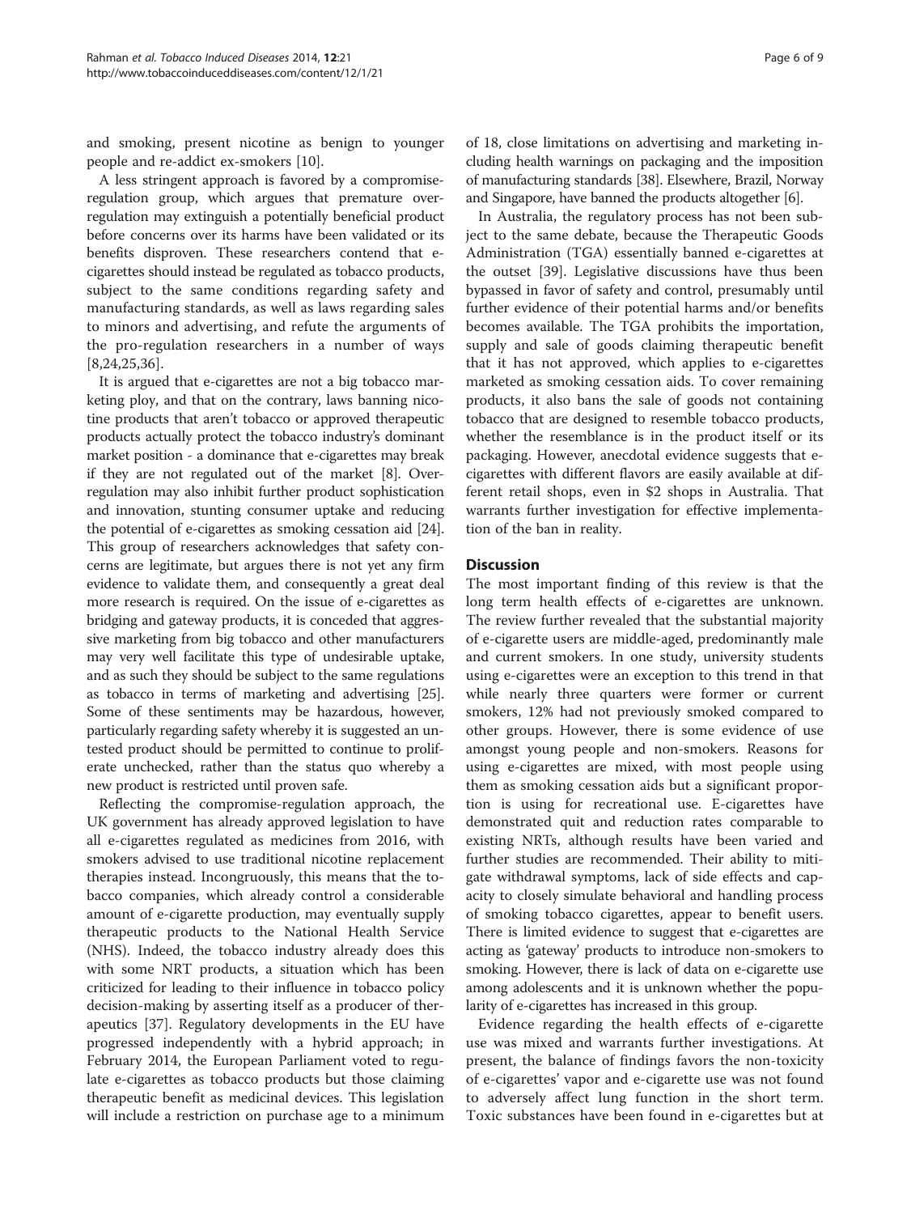and smoking, present nicotine as benign to younger people and re-addict ex-smokers [10].

A less stringent approach is favored by a compromise-regulation group, which argues that premature over-regulation may extinguish a potentially beneficial product before concerns over its harms have been validated or its benefits disproven. These researchers contend that e-cigarettes should instead be regulated as tobacco products, subject to the same conditions regarding safety and manufacturing standards, as well as laws regarding sales to minors and advertising, and refute the arguments of the pro-regulation researchers in a number of ways [8,24,25,36].

It is argued that e-cigarettes are not a big tobacco marketing ploy, and that on the contrary, laws banning nicotine products that aren't tobacco or approved therapeutic products actually protect the tobacco industry's dominant market position - a dominance that e-cigarettes may break if they are not regulated out of the market [8]. Over-regulation may also inhibit further product sophistication and innovation, stunting consumer uptake and reducing the potential of e-cigarettes as smoking cessation aid [24]. This group of researchers acknowledges that safety concerns are legitimate, but argues there is not yet any firm evidence to validate them, and consequently a great deal more research is required. On the issue of e-cigarettes as bridging and gateway products, it is conceded that aggressive marketing from big tobacco and other manufacturers may very well facilitate this type of undesirable uptake, and as such they should be subject to the same regulations as tobacco in terms of marketing and advertising [25]. Some of these sentiments may be hazardous, however, particularly regarding safety whereby it is suggested an untested product should be permitted to continue to proliferate unchecked, rather than the status quo whereby a new product is restricted until proven safe.

Reflecting the compromise-regulation approach, the UK government has already approved legislation to have all e-cigarettes regulated as medicines from 2016, with smokers advised to use traditional nicotine replacement therapies instead. Incongruously, this means that the tobacco companies, which already control a considerable amount of e-cigarette production, may eventually supply therapeutic products to the National Health Service (NHS). Indeed, the tobacco industry already does this with some NRT products, a situation which has been criticized for leading to their influence in tobacco policy decision-making by asserting itself as a producer of therapeutics [37]. Regulatory developments in the EU have progressed independently with a hybrid approach; in February 2014, the European Parliament voted to regulate e-cigarettes as tobacco products but those claiming therapeutic benefit as medicinal devices. This legislation will include a restriction on purchase age to a minimum of 18, close limitations on advertising and marketing including health warnings on packaging and the imposition of manufacturing standards [38]. Elsewhere, Brazil, Norway and Singapore, have banned the products altogether [6].

In Australia, the regulatory process has not been subject to the same debate, because the Therapeutic Goods Administration (TGA) essentially banned e-cigarettes at the outset [39]. Legislative discussions have thus been bypassed in favor of safety and control, presumably until further evidence of their potential harms and/or benefits becomes available. The TGA prohibits the importation, supply and sale of goods claiming therapeutic benefit that it has not approved, which applies to e-cigarettes marketed as smoking cessation aids. To cover remaining products, it also bans the sale of goods not containing tobacco that are designed to resemble tobacco products, whether the resemblance is in the product itself or its packaging. However, anecdotal evidence suggests that e-cigarettes with different flavors are easily available at different retail shops, even in $2 shops in Australia. That warrants further investigation for effective implementation of the ban in reality.

## Discussion

The most important finding of this review is that the long term health effects of e-cigarettes are unknown. The review further revealed that the substantial majority of e-cigarette users are middle-aged, predominantly male and current smokers. In one study, university students using e-cigarettes were an exception to this trend in that while nearly three quarters were former or current smokers, 12% had not previously smoked compared to other groups. However, there is some evidence of use amongst young people and non-smokers. Reasons for using e-cigarettes are mixed, with most people using them as smoking cessation aids but a significant proportion is using for recreational use. E-cigarettes have demonstrated quit and reduction rates comparable to existing NRTs, although results have been varied and further studies are recommended. Their ability to mitigate withdrawal symptoms, lack of side effects and capacity to closely simulate behavioral and handling process of smoking tobacco cigarettes, appear to benefit users. There is limited evidence to suggest that e-cigarettes are acting as 'gateway' products to introduce non-smokers to smoking. However, there is lack of data on e-cigarette use among adolescents and it is unknown whether the popularity of e-cigarettes has increased in this group.

Evidence regarding the health effects of e-cigarette use was mixed and warrants further investigations. At present, the balance of findings favors the non-toxicity of e-cigarettes' vapor and e-cigarette use was not found to adversely affect lung function in the short term. Toxic substances have been found in e-cigarettes but at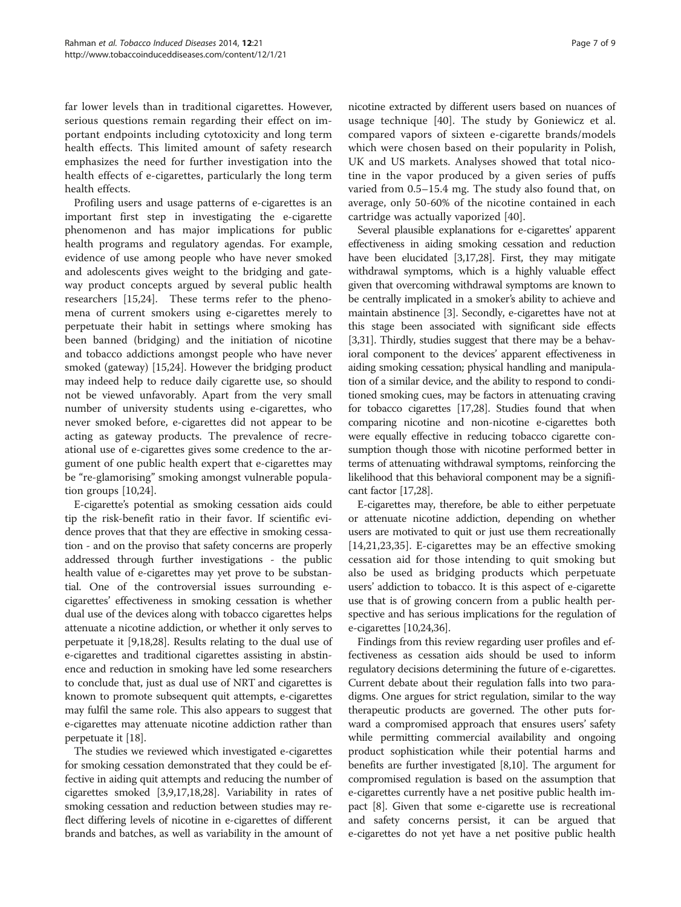far lower levels than in traditional cigarettes. However, serious questions remain regarding their effect on important endpoints including cytotoxicity and long term health effects. This limited amount of safety research emphasizes the need for further investigation into the health effects of e-cigarettes, particularly the long term health effects.

Profiling users and usage patterns of e-cigarettes is an important first step in investigating the e-cigarette phenomenon and has major implications for public health programs and regulatory agendas. For example, evidence of use among people who have never smoked and adolescents gives weight to the bridging and gateway product concepts argued by several public health researchers [15,24]. These terms refer to the phenomena of current smokers using e-cigarettes merely to perpetuate their habit in settings where smoking has been banned (bridging) and the initiation of nicotine and tobacco addictions amongst people who have never smoked (gateway) [15,24]. However the bridging product may indeed help to reduce daily cigarette use, so should not be viewed unfavorably. Apart from the very small number of university students using e-cigarettes, who never smoked before, e-cigarettes did not appear to be acting as gateway products. The prevalence of recreational use of e-cigarettes gives some credence to the argument of one public health expert that e-cigarettes may be "re-glamorising" smoking amongst vulnerable population groups [10,24].

E-cigarette's potential as smoking cessation aids could tip the risk-benefit ratio in their favor. If scientific evidence proves that that they are effective in smoking cessation - and on the proviso that safety concerns are properly addressed through further investigations - the public health value of e-cigarettes may yet prove to be substantial. One of the controversial issues surrounding e-cigarettes' effectiveness in smoking cessation is whether dual use of the devices along with tobacco cigarettes helps attenuate a nicotine addiction, or whether it only serves to perpetuate it [9,18,28]. Results relating to the dual use of e-cigarettes and traditional cigarettes assisting in abstinence and reduction in smoking have led some researchers to conclude that, just as dual use of NRT and cigarettes is known to promote subsequent quit attempts, e-cigarettes may fulfil the same role. This also appears to suggest that e-cigarettes may attenuate nicotine addiction rather than perpetuate it [18].

The studies we reviewed which investigated e-cigarettes for smoking cessation demonstrated that they could be effective in aiding quit attempts and reducing the number of cigarettes smoked [3,9,17,18,28]. Variability in rates of smoking cessation and reduction between studies may reflect differing levels of nicotine in e-cigarettes of different brands and batches, as well as variability in the amount of nicotine extracted by different users based on nuances of usage technique [40]. The study by Goniewicz et al. compared vapors of sixteen e-cigarette brands/models which were chosen based on their popularity in Polish, UK and US markets. Analyses showed that total nicotine in the vapor produced by a given series of puffs varied from 0.5–15.4 mg. The study also found that, on average, only 50-60% of the nicotine contained in each cartridge was actually vaporized [40].

Several plausible explanations for e-cigarettes' apparent effectiveness in aiding smoking cessation and reduction have been elucidated [3,17,28]. First, they may mitigate withdrawal symptoms, which is a highly valuable effect given that overcoming withdrawal symptoms are known to be centrally implicated in a smoker's ability to achieve and maintain abstinence [3]. Secondly, e-cigarettes have not at this stage been associated with significant side effects [3,31]. Thirdly, studies suggest that there may be a behavioral component to the devices' apparent effectiveness in aiding smoking cessation; physical handling and manipulation of a similar device, and the ability to respond to conditioned smoking cues, may be factors in attenuating craving for tobacco cigarettes [17,28]. Studies found that when comparing nicotine and non-nicotine e-cigarettes both were equally effective in reducing tobacco cigarette consumption though those with nicotine performed better in terms of attenuating withdrawal symptoms, reinforcing the likelihood that this behavioral component may be a significant factor [17,28].

E-cigarettes may, therefore, be able to either perpetuate or attenuate nicotine addiction, depending on whether users are motivated to quit or just use them recreationally [14,21,23,35]. E-cigarettes may be an effective smoking cessation aid for those intending to quit smoking but also be used as bridging products which perpetuate users' addiction to tobacco. It is this aspect of e-cigarette use that is of growing concern from a public health perspective and has serious implications for the regulation of e-cigarettes [10,24,36].

Findings from this review regarding user profiles and effectiveness as cessation aids should be used to inform regulatory decisions determining the future of e-cigarettes. Current debate about their regulation falls into two paradigms. One argues for strict regulation, similar to the way therapeutic products are governed. The other puts forward a compromised approach that ensures users' safety while permitting commercial availability and ongoing product sophistication while their potential harms and benefits are further investigated [8,10]. The argument for compromised regulation is based on the assumption that e-cigarettes currently have a net positive public health impact [8]. Given that some e-cigarette use is recreational and safety concerns persist, it can be argued that e-cigarettes do not yet have a net positive public health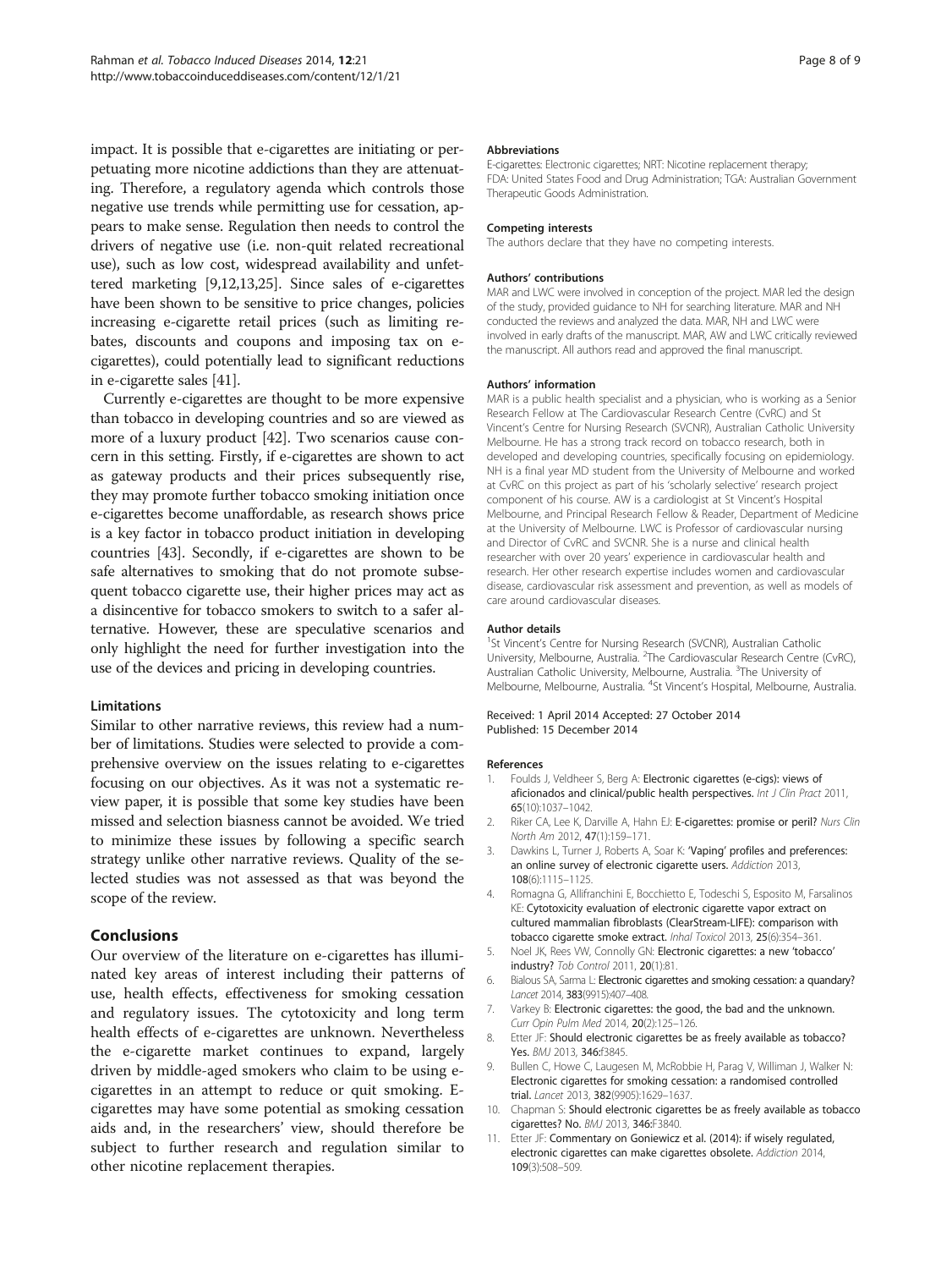impact. It is possible that e-cigarettes are initiating or perpetuating more nicotine addictions than they are attenuating. Therefore, a regulatory agenda which controls those negative use trends while permitting use for cessation, appears to make sense. Regulation then needs to control the drivers of negative use (i.e. non-quit related recreational use), such as low cost, widespread availability and unfettered marketing [9,12,13,25]. Since sales of e-cigarettes have been shown to be sensitive to price changes, policies increasing e-cigarette retail prices (such as limiting rebates, discounts and coupons and imposing tax on e-cigarettes), could potentially lead to significant reductions in e-cigarette sales [41].

Currently e-cigarettes are thought to be more expensive than tobacco in developing countries and so are viewed as more of a luxury product [42]. Two scenarios cause concern in this setting. Firstly, if e-cigarettes are shown to act as gateway products and their prices subsequently rise, they may promote further tobacco smoking initiation once e-cigarettes become unaffordable, as research shows price is a key factor in tobacco product initiation in developing countries [43]. Secondly, if e-cigarettes are shown to be safe alternatives to smoking that do not promote subsequent tobacco cigarette use, their higher prices may act as a disincentive for tobacco smokers to switch to a safer alternative. However, these are speculative scenarios and only highlight the need for further investigation into the use of the devices and pricing in developing countries.

### Limitations

Similar to other narrative reviews, this review had a number of limitations. Studies were selected to provide a comprehensive overview on the issues relating to e-cigarettes focusing on our objectives. As it was not a systematic review paper, it is possible that some key studies have been missed and selection biasness cannot be avoided. We tried to minimize these issues by following a specific search strategy unlike other narrative reviews. Quality of the selected studies was not assessed as that was beyond the scope of the review.

## Conclusions

Our overview of the literature on e-cigarettes has illuminated key areas of interest including their patterns of use, health effects, effectiveness for smoking cessation and regulatory issues. The cytotoxicity and long term health effects of e-cigarettes are unknown. Nevertheless the e-cigarette market continues to expand, largely driven by middle-aged smokers who claim to be using e-cigarettes in an attempt to reduce or quit smoking. E-cigarettes may have some potential as smoking cessation aids and, in the researchers' view, should therefore be subject to further research and regulation similar to other nicotine replacement therapies.

#### Abbreviations

E-cigarettes: Electronic cigarettes; NRT: Nicotine replacement therapy; FDA: United States Food and Drug Administration; TGA: Australian Government Therapeutic Goods Administration.

#### Competing interests

The authors declare that they have no competing interests.

#### Authors' contributions

MAR and LWC were involved in conception of the project. MAR led the design of the study, provided guidance to NH for searching literature. MAR and NH conducted the reviews and analyzed the data. MAR, NH and LWC were involved in early drafts of the manuscript. MAR, AW and LWC critically reviewed the manuscript. All authors read and approved the final manuscript.

#### Authors' information

MAR is a public health specialist and a physician, who is working as a Senior Research Fellow at The Cardiovascular Research Centre (CvRC) and St Vincent's Centre for Nursing Research (SVCNR), Australian Catholic University Melbourne. He has a strong track record on tobacco research, both in developed and developing countries, specifically focusing on epidemiology. NH is a final year MD student from the University of Melbourne and worked at CvRC on this project as part of his 'scholarly selective' research project component of his course. AW is a cardiologist at St Vincent's Hospital Melbourne, and Principal Research Fellow & Reader, Department of Medicine at the University of Melbourne. LWC is Professor of cardiovascular nursing and Director of CvRC and SVCNR. She is a nurse and clinical health researcher with over 20 years' experience in cardiovascular health and research. Her other research expertise includes women and cardiovascular disease, cardiovascular risk assessment and prevention, as well as models of care around cardiovascular diseases.

#### Author details

[1]St Vincent's Centre for Nursing Research (SVCNR), Australian Catholic University, Melbourne, Australia. [2]The Cardiovascular Research Centre (CvRC), Australian Catholic University, Melbourne, Australia. [3]The University of Melbourne, Melbourne, Australia. [4]St Vincent's Hospital, Melbourne, Australia.

Received: 1 April 2014 Accepted: 27 October 2014
Published: 15 December 2014

#### References

1. Foulds J, Veldheer S, Berg A: **Electronic cigarettes (e-cigs): views of aficionados and clinical/public health perspectives.** *Int J Clin Pract* 2011, **65**(10):1037–1042.
2. Riker CA, Lee K, Darville A, Hahn EJ: **E-cigarettes: promise or peril?** *Nurs Clin North Am* 2012, **47**(1):159–171.
3. Dawkins L, Turner J, Roberts A, Soar K: **'Vaping' profiles and preferences: an online survey of electronic cigarette users.** *Addiction* 2013, **108**(6):1115–1125.
4. Romagna G, Allifranchini E, Bocchietto E, Todeschi S, Esposito M, Farsalinos KE: **Cytotoxicity evaluation of electronic cigarette vapor extract on cultured mammalian fibroblasts (ClearStream-LIFE): comparison with tobacco cigarette smoke extract.** *Inhal Toxicol* 2013, **25**(6):354–361.
5. Noel JK, Rees VW, Connolly GN: **Electronic cigarettes: a new 'tobacco' industry?** *Tob Control* 2011, **20**(1):81.
6. Bialous SA, Sarma L: **Electronic cigarettes and smoking cessation: a quandary?** *Lancet* 2014, **383**(9915):407–408.
7. Varkey B: **Electronic cigarettes: the good, the bad and the unknown.** *Curr Opin Pulm Med* 2014, **20**(2):125–126.
8. Etter JF: **Should electronic cigarettes be as freely available as tobacco? Yes.** *BMJ* 2013, **346**:f3845.
9. Bullen C, Howe C, Laugesen M, McRobbie H, Parag V, Williman J, Walker N: **Electronic cigarettes for smoking cessation: a randomised controlled trial.** *Lancet* 2013, **382**(9905):1629–1637.
10. Chapman S: **Should electronic cigarettes be as freely available as tobacco cigarettes? No.** *BMJ* 2013, **346**:F3840.
11. Etter JF: **Commentary on Goniewicz et al. (2014): if wisely regulated, electronic cigarettes can make cigarettes obsolete.** *Addiction* 2014, **109**(3):508–509.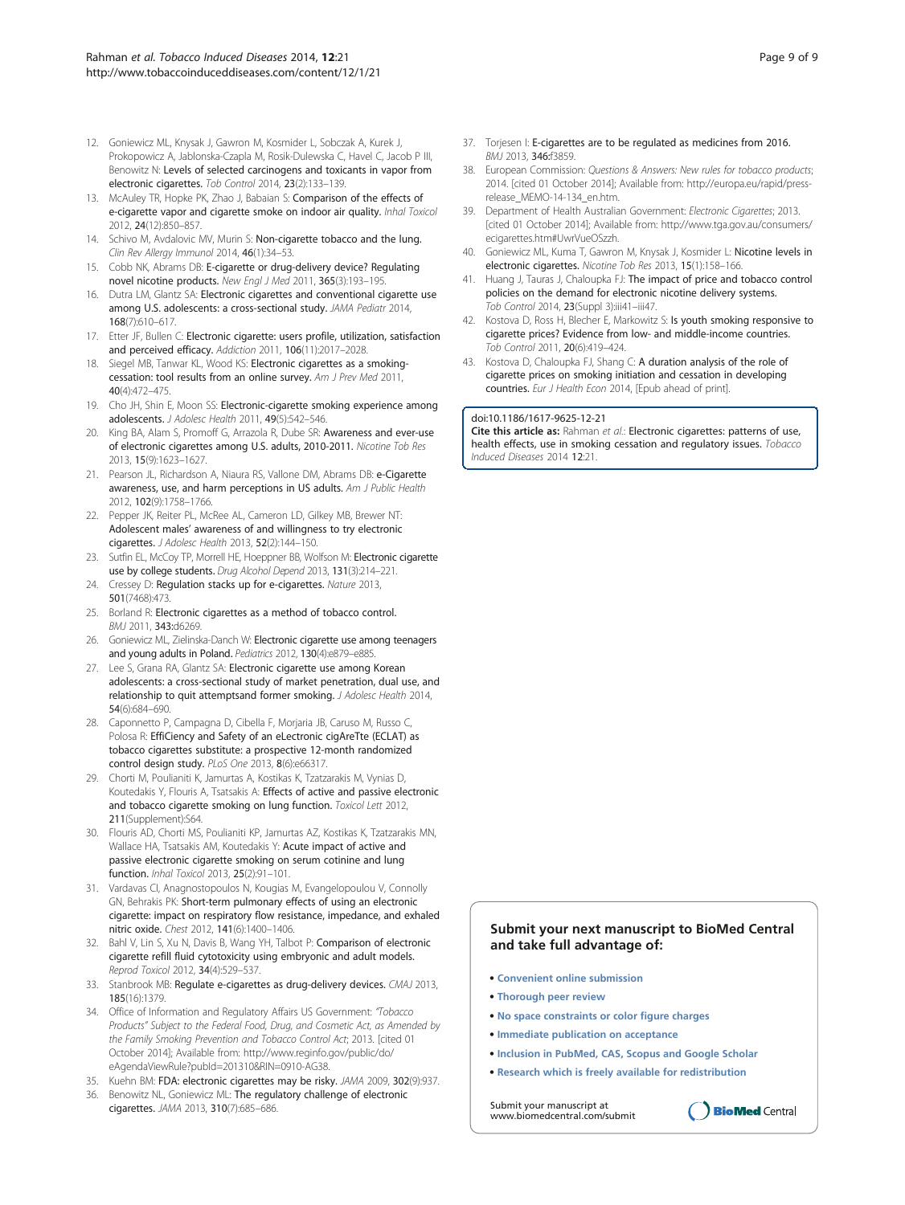12. Goniewicz ML, Knysak J, Gawron M, Kosmider L, Sobczak A, Kurek J, Prokopowicz A, Jablonska-Czapla M, Rosik-Dulewska C, Havel C, Jacob P III, Benowitz N: **Levels of selected carcinogens and toxicants in vapor from electronic cigarettes.** *Tob Control* 2014, **23**(2):133–139.
13. McAuley TR, Hopke PK, Zhao J, Babaian S: **Comparison of the effects of e-cigarette vapor and cigarette smoke on indoor air quality.** *Inhal Toxicol* 2012, **24**(12):850–857.
14. Schivo M, Avdalovic MV, Murin S: **Non-cigarette tobacco and the lung.** *Clin Rev Allergy Immunol* 2014, **46**(1):34–53.
15. Cobb NK, Abrams DB: **E-cigarette or drug-delivery device? Regulating novel nicotine products.** *New Engl J Med* 2011, **365**(3):193–195.
16. Dutra LM, Glantz SA: **Electronic cigarettes and conventional cigarette use among U.S. adolescents: a cross-sectional study.** *JAMA Pediatr* 2014, **168**(7):610–617.
17. Etter JF, Bullen C: **Electronic cigarette: users profile, utilization, satisfaction and perceived efficacy.** *Addiction* 2011, **106**(11):2017–2028.
18. Siegel MB, Tanwar KL, Wood KS: **Electronic cigarettes as a smoking-cessation: tool results from an online survey.** *Am J Prev Med* 2011, **40**(4):472–475.
19. Cho JH, Shin E, Moon SS: **Electronic-cigarette smoking experience among adolescents.** *J Adolesc Health* 2011, **49**(5):542–546.
20. King BA, Alam S, Promoff G, Arrazola R, Dube SR: **Awareness and ever-use of electronic cigarettes among U.S. adults, 2010-2011.** *Nicotine Tob Res* 2013, **15**(9):1623–1627.
21. Pearson JL, Richardson A, Niaura RS, Vallone DM, Abrams DB: **e-Cigarette awareness, use, and harm perceptions in US adults.** *Am J Public Health* 2012, **102**(9):1758–1766.
22. Pepper JK, Reiter PL, McRee AL, Cameron LD, Gilkey MB, Brewer NT: **Adolescent males' awareness of and willingness to try electronic cigarettes.** *J Adolesc Health* 2013, **52**(2):144–150.
23. Sutfin EL, McCoy TP, Morrell HE, Hoeppner BB, Wolfson M: **Electronic cigarette use by college students.** *Drug Alcohol Depend* 2013, **131**(3):214–221.
24. Cressey D: **Regulation stacks up for e-cigarettes.** *Nature* 2013, **501**(7468):473.
25. Borland R: **Electronic cigarettes as a method of tobacco control.** *BMJ* 2011, **343:**d6269.
26. Goniewicz ML, Zielinska-Danch W: **Electronic cigarette use among teenagers and young adults in Poland.** *Pediatrics* 2012, **130**(4):e879–e885.
27. Lee S, Grana RA, Glantz SA: **Electronic cigarette use among Korean adolescents: a cross-sectional study of market penetration, dual use, and relationship to quit attemptsand former smoking.** *J Adolesc Health* 2014, **54**(6):684–690.
28. Caponnetto P, Campagna D, Cibella F, Morjaria JB, Caruso M, Russo C, Polosa R: **EffiCiency and Safety of an eLectronic cigAreTte (ECLAT) as tobacco cigarettes substitute: a prospective 12-month randomized control design study.** *PLoS One* 2013, **8**(6):e66317.
29. Chorti M, Poulianiti K, Jamurtas A, Kostikas K, Tzatzarakis M, Vynias D, Koutedakis Y, Flouris A, Tsatsakis A: **Effects of active and passive electronic and tobacco cigarette smoking on lung function.** *Toxicol Lett* 2012, **211**(Supplement):S64.
30. Flouris AD, Chorti MS, Poulianiti KP, Jamurtas AZ, Kostikas K, Tzatzarakis MN, Wallace HA, Tsatsakis AM, Koutedakis Y: **Acute impact of active and passive electronic cigarette smoking on serum cotinine and lung function.** *Inhal Toxicol* 2013, **25**(2):91–101.
31. Vardavas CI, Anagnostopoulos N, Kougias M, Evangelopoulou V, Connolly GN, Behrakis PK: **Short-term pulmonary effects of using an electronic cigarette: impact on respiratory flow resistance, impedance, and exhaled nitric oxide.** *Chest* 2012, **141**(6):1400–1406.
32. Bahl V, Lin S, Xu N, Davis B, Wang YH, Talbot P: **Comparison of electronic cigarette refill fluid cytotoxicity using embryonic and adult models.** *Reprod Toxicol* 2012, **34**(4):529–537.
33. Stanbrook MB: **Regulate e-cigarettes as drug-delivery devices.** *CMAJ* 2013, **185**(16):1379.
34. Office of Information and Regulatory Affairs US Government: *"Tobacco Products" Subject to the Federal Food, Drug, and Cosmetic Act, as Amended by the Family Smoking Prevention and Tobacco Control Act*; 2013. [cited 01 October 2014]; Available from: http://www.reginfo.gov/public/do/eAgendaViewRule?pubId=201310&RIN=0910-AG38.
35. Kuehn BM: **FDA: electronic cigarettes may be risky.** *JAMA* 2009, **302**(9):937.
36. Benowitz NL, Goniewicz ML: **The regulatory challenge of electronic cigarettes.** *JAMA* 2013, **310**(7):685–686.
37. Torjesen I: **E-cigarettes are to be regulated as medicines from 2016.** *BMJ* 2013, **346:**f3859.
38. European Commission: *Questions & Answers: New rules for tobacco products*; 2014. [cited 01 October 2014]; Available from: http://europa.eu/rapid/press-release_MEMO-14-134_en.htm.
39. Department of Health Australian Government: *Electronic Cigarettes*; 2013. [cited 01 October 2014]; Available from: http://www.tga.gov.au/consumers/ecigarettes.htm#UwrVueOSzzh.
40. Goniewicz ML, Kuma T, Gawron M, Knysak J, Kosmider L: **Nicotine levels in electronic cigarettes.** *Nicotine Tob Res* 2013, **15**(1):158–166.
41. Huang J, Tauras J, Chaloupka FJ: **The impact of price and tobacco control policies on the demand for electronic nicotine delivery systems.** *Tob Control* 2014, **23**(Suppl 3):iii41–iii47.
42. Kostova D, Ross H, Blecher E, Markowitz S: **Is youth smoking responsive to cigarette prices? Evidence from low- and middle-income countries.** *Tob Control* 2011, **20**(6):419–424.
43. Kostova D, Chaloupka FJ, Shang C: **A duration analysis of the role of cigarette prices on smoking initiation and cessation in developing countries.** *Eur J Health Econ* 2014, [Epub ahead of print].

doi:10.1186/1617-9625-12-21

**Cite this article as:** Rahman *et al.*: Electronic cigarettes: patterns of use, health effects, use in smoking cessation and regulatory issues. *Tobacco Induced Diseases* 2014 **12**:21.

**Submit your next manuscript to BioMed Central and take full advantage of:**

- **Convenient online submission**
- **Thorough peer review**
- **No space constraints or color figure charges**
- **Immediate publication on acceptance**
- **Inclusion in PubMed, CAS, Scopus and Google Scholar**
- **Research which is freely available for redistribution**

Submit your manuscript at www.biomedcentral.com/submit

BioMed Central